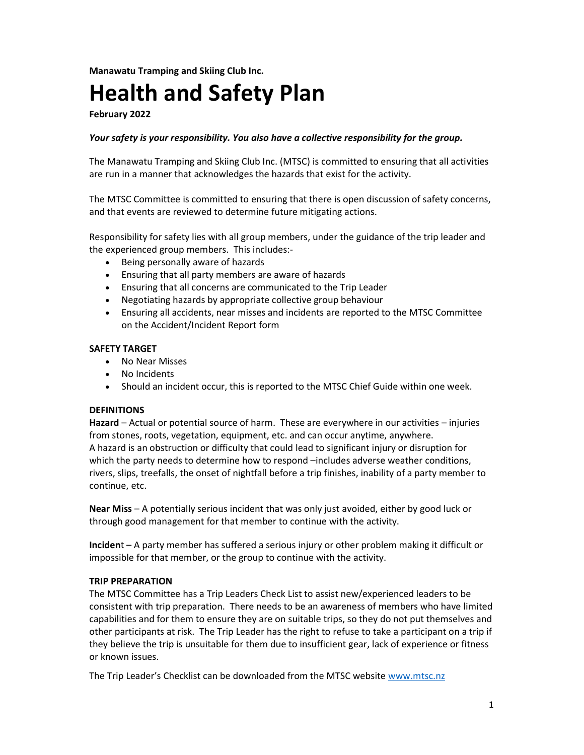**Manawatu Tramping and Skiing Club Inc.**

# Health and Safety Plan

**February 2022**

***Your safety is your responsibility. You also have a collective responsibility for the group.***

The Manawatu Tramping and Skiing Club Inc. (MTSC) is committed to ensuring that all activities are run in a manner that acknowledges the hazards that exist for the activity.

The MTSC Committee is committed to ensuring that there is open discussion of safety concerns, and that events are reviewed to determine future mitigating actions.

Responsibility for safety lies with all group members, under the guidance of the trip leader and the experienced group members. This includes:-

- Being personally aware of hazards
- Ensuring that all party members are aware of hazards
- Ensuring that all concerns are communicated to the Trip Leader
- Negotiating hazards by appropriate collective group behaviour
- Ensuring all accidents, near misses and incidents are reported to the MTSC Committee on the Accident/Incident Report form

**SAFETY TARGET**

- No Near Misses
- No Incidents
- Should an incident occur, this is reported to the MTSC Chief Guide within one week.

**DEFINITIONS**

**Hazard** – Actual or potential source of harm. These are everywhere in our activities – injuries from stones, roots, vegetation, equipment, etc. and can occur anytime, anywhere.
A hazard is an obstruction or difficulty that could lead to significant injury or disruption for which the party needs to determine how to respond –includes adverse weather conditions, rivers, slips, treefalls, the onset of nightfall before a trip finishes, inability of a party member to continue, etc.

**Near Miss** – A potentially serious incident that was only just avoided, either by good luck or through good management for that member to continue with the activity.

**Inciden**t – A party member has suffered a serious injury or other problem making it difficult or impossible for that member, or the group to continue with the activity.

**TRIP PREPARATION**

The MTSC Committee has a Trip Leaders Check List to assist new/experienced leaders to be consistent with trip preparation. There needs to be an awareness of members who have limited capabilities and for them to ensure they are on suitable trips, so they do not put themselves and other participants at risk. The Trip Leader has the right to refuse to take a participant on a trip if they believe the trip is unsuitable for them due to insufficient gear, lack of experience or fitness or known issues.

The Trip Leader's Checklist can be downloaded from the MTSC website [www.mtsc.nz](http://www.mtsc.nz)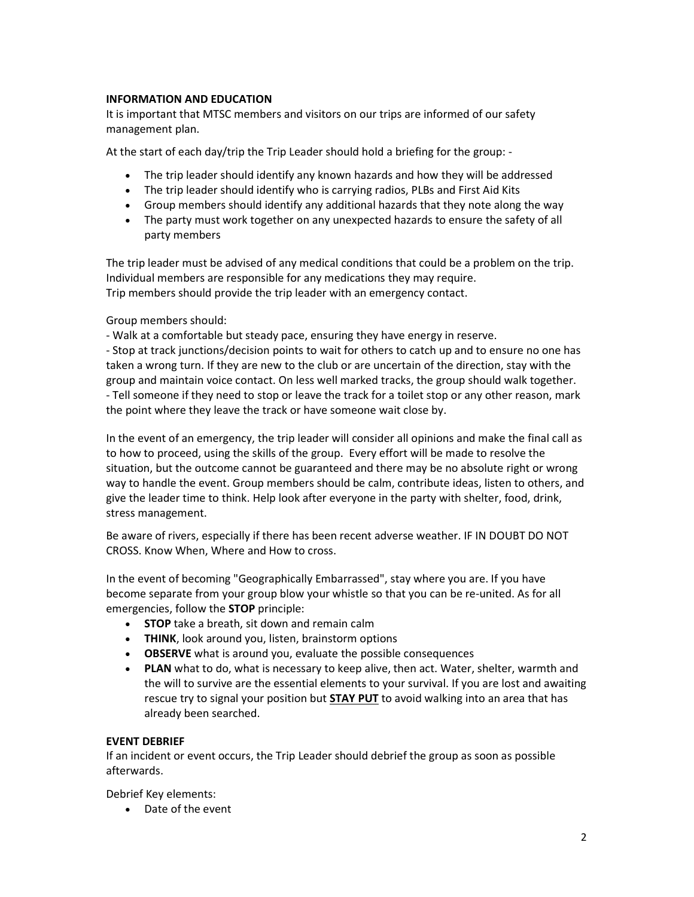**INFORMATION AND EDUCATION**

It is important that MTSC members and visitors on our trips are informed of our safety management plan.

At the start of each day/trip the Trip Leader should hold a briefing for the group: -

- The trip leader should identify any known hazards and how they will be addressed
- The trip leader should identify who is carrying radios, PLBs and First Aid Kits
- Group members should identify any additional hazards that they note along the way
- The party must work together on any unexpected hazards to ensure the safety of all party members

The trip leader must be advised of any medical conditions that could be a problem on the trip.
Individual members are responsible for any medications they may require.
Trip members should provide the trip leader with an emergency contact.

Group members should:

- Walk at a comfortable but steady pace, ensuring they have energy in reserve.
- Stop at track junctions/decision points to wait for others to catch up and to ensure no one has taken a wrong turn. If they are new to the club or are uncertain of the direction, stay with the group and maintain voice contact. On less well marked tracks, the group should walk together.
- Tell someone if they need to stop or leave the track for a toilet stop or any other reason, mark the point where they leave the track or have someone wait close by.

In the event of an emergency, the trip leader will consider all opinions and make the final call as to how to proceed, using the skills of the group. Every effort will be made to resolve the situation, but the outcome cannot be guaranteed and there may be no absolute right or wrong way to handle the event. Group members should be calm, contribute ideas, listen to others, and give the leader time to think. Help look after everyone in the party with shelter, food, drink, stress management.

Be aware of rivers, especially if there has been recent adverse weather. IF IN DOUBT DO NOT CROSS. Know When, Where and How to cross.

In the event of becoming "Geographically Embarrassed", stay where you are. If you have become separate from your group blow your whistle so that you can be re-united. As for all emergencies, follow the **STOP** principle:

- **STOP** take a breath, sit down and remain calm
- **THINK**, look around you, listen, brainstorm options
- **OBSERVE** what is around you, evaluate the possible consequences
- **PLAN** what to do, what is necessary to keep alive, then act. Water, shelter, warmth and the will to survive are the essential elements to your survival. If you are lost and awaiting rescue try to signal your position but **<u>STAY PUT</u>** to avoid walking into an area that has already been searched.

**EVENT DEBRIEF**

If an incident or event occurs, the Trip Leader should debrief the group as soon as possible afterwards.

Debrief Key elements:

- Date of the event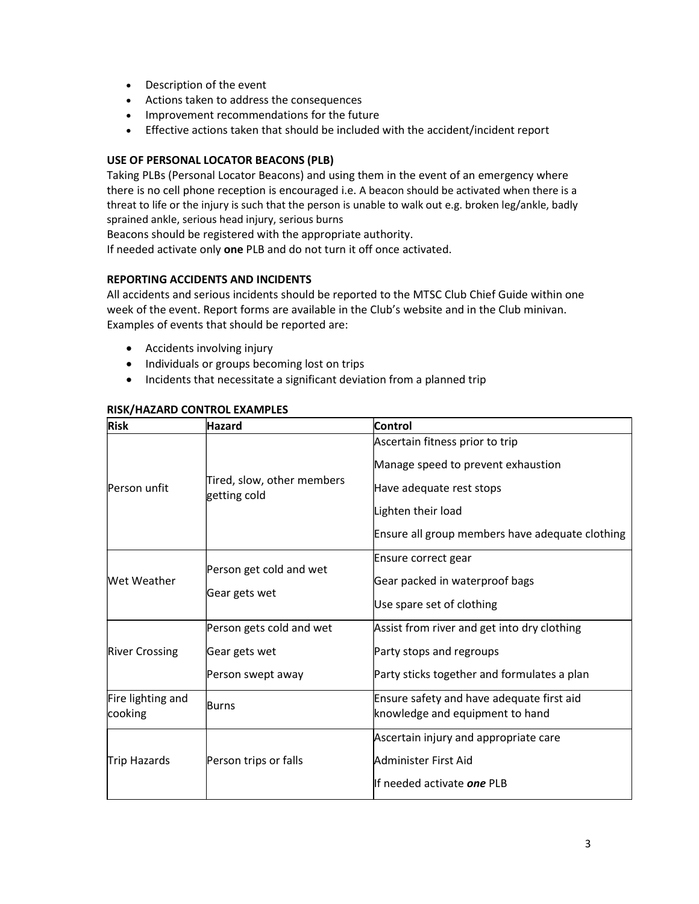- Description of the event
- Actions taken to address the consequences
- Improvement recommendations for the future
- Effective actions taken that should be included with the accident/incident report

### USE OF PERSONAL LOCATOR BEACONS (PLB)

Taking PLBs (Personal Locator Beacons) and using them in the event of an emergency where there is no cell phone reception is encouraged i.e. A beacon should be activated when there is a threat to life or the injury is such that the person is unable to walk out e.g. broken leg/ankle, badly sprained ankle, serious head injury, serious burns

Beacons should be registered with the appropriate authority.

If needed activate only **one** PLB and do not turn it off once activated.

### REPORTING ACCIDENTS AND INCIDENTS

All accidents and serious incidents should be reported to the MTSC Club Chief Guide within one week of the event. Report forms are available in the Club's website and in the Club minivan. Examples of events that should be reported are:

- Accidents involving injury
- Individuals or groups becoming lost on trips
- Incidents that necessitate a significant deviation from a planned trip

### RISK/HAZARD CONTROL EXAMPLES

| Risk | Hazard | Control |
|---|---|---|
| Person unfit | Tired, slow, other members getting cold | Ascertain fitness prior to trip<br>Manage speed to prevent exhaustion<br>Have adequate rest stops<br>Lighten their load<br>Ensure all group members have adequate clothing |
| Wet Weather | Person get cold and wet<br>Gear gets wet | Ensure correct gear<br>Gear packed in waterproof bags<br>Use spare set of clothing |
| River Crossing | Person gets cold and wet<br>Gear gets wet<br>Person swept away | Assist from river and get into dry clothing<br>Party stops and regroups<br>Party sticks together and formulates a plan |
| Fire lighting and cooking | Burns | Ensure safety and have adequate first aid knowledge and equipment to hand |
| Trip Hazards | Person trips or falls | Ascertain injury and appropriate care<br>Administer First Aid<br>If needed activate ***one*** PLB |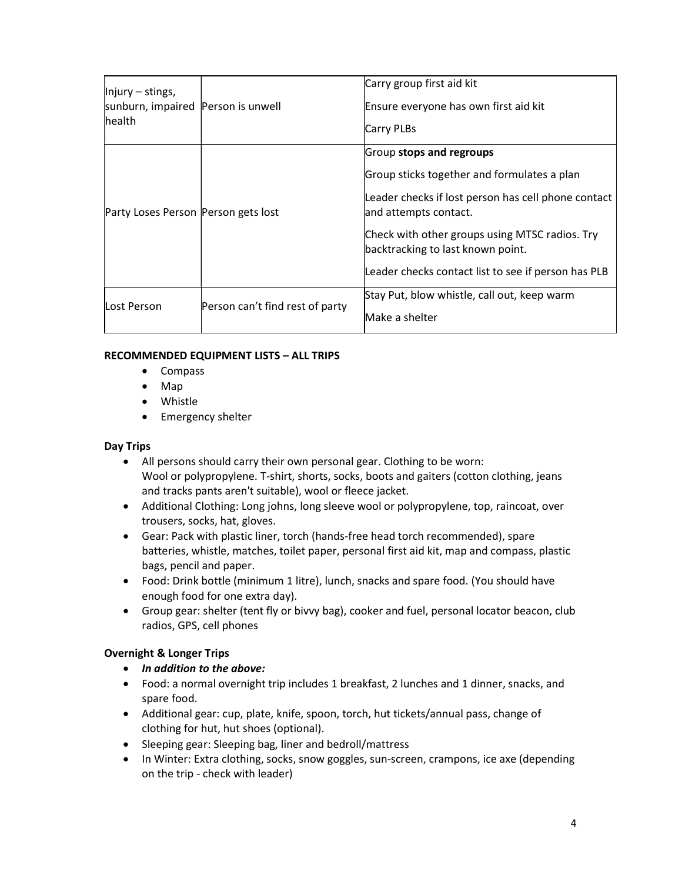| Injury – stings, sunburn, impaired health | Person is unwell | Carry group first aid kit<br>Ensure everyone has own first aid kit<br>Carry PLBs |
|---|---|---|
| Party Loses Person | Person gets lost | Group **stops and regroups**<br>Group sticks together and formulates a plan<br>Leader checks if lost person has cell phone contact and attempts contact.<br>Check with other groups using MTSC radios. Try backtracking to last known point.<br>Leader checks contact list to see if person has PLB |
| Lost Person | Person can't find rest of party | Stay Put, blow whistle, call out, keep warm<br>Make a shelter |

**RECOMMENDED EQUIPMENT LISTS – ALL TRIPS**

- Compass
- Map
- Whistle
- Emergency shelter

**Day Trips**

- All persons should carry their own personal gear. Clothing to be worn:
  Wool or polypropylene. T-shirt, shorts, socks, boots and gaiters (cotton clothing, jeans and tracks pants aren't suitable), wool or fleece jacket.
- Additional Clothing: Long johns, long sleeve wool or polypropylene, top, raincoat, over trousers, socks, hat, gloves.
- Gear: Pack with plastic liner, torch (hands-free head torch recommended), spare batteries, whistle, matches, toilet paper, personal first aid kit, map and compass, plastic bags, pencil and paper.
- Food: Drink bottle (minimum 1 litre), lunch, snacks and spare food. (You should have enough food for one extra day).
- Group gear: shelter (tent fly or bivvy bag), cooker and fuel, personal locator beacon, club radios, GPS, cell phones

**Overnight & Longer Trips**

- ***In addition to the above:***
- Food: a normal overnight trip includes 1 breakfast, 2 lunches and 1 dinner, snacks, and spare food.
- Additional gear: cup, plate, knife, spoon, torch, hut tickets/annual pass, change of clothing for hut, hut shoes (optional).
- Sleeping gear: Sleeping bag, liner and bedroll/mattress
- In Winter: Extra clothing, socks, snow goggles, sun-screen, crampons, ice axe (depending on the trip - check with leader)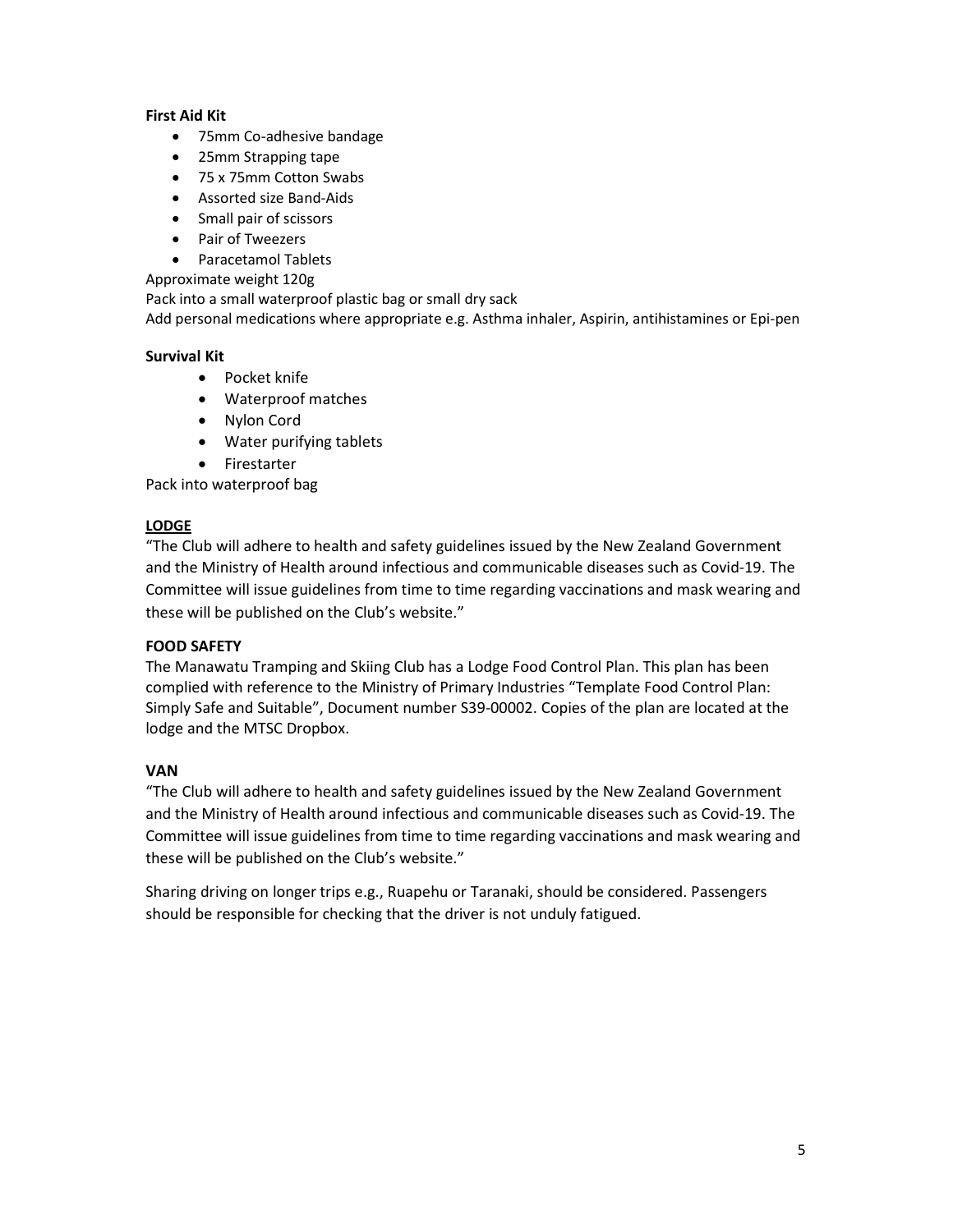**First Aid Kit**

- 75mm Co-adhesive bandage
- 25mm Strapping tape
- 75 x 75mm Cotton Swabs
- Assorted size Band-Aids
- Small pair of scissors
- Pair of Tweezers
- Paracetamol Tablets

Approximate weight 120g
Pack into a small waterproof plastic bag or small dry sack
Add personal medications where appropriate e.g. Asthma inhaler, Aspirin, antihistamines or Epi-pen

**Survival Kit**

- Pocket knife
- Waterproof matches
- Nylon Cord
- Water purifying tablets
- Firestarter

Pack into waterproof bag

**<u>LODGE</u>**

"The Club will adhere to health and safety guidelines issued by the New Zealand Government and the Ministry of Health around infectious and communicable diseases such as Covid-19. The Committee will issue guidelines from time to time regarding vaccinations and mask wearing and these will be published on the Club's website."

**FOOD SAFETY**

The Manawatu Tramping and Skiing Club has a Lodge Food Control Plan. This plan has been complied with reference to the Ministry of Primary Industries "Template Food Control Plan: Simply Safe and Suitable", Document number S39-00002. Copies of the plan are located at the lodge and the MTSC Dropbox.

**VAN**

"The Club will adhere to health and safety guidelines issued by the New Zealand Government and the Ministry of Health around infectious and communicable diseases such as Covid-19. The Committee will issue guidelines from time to time regarding vaccinations and mask wearing and these will be published on the Club's website."

Sharing driving on longer trips e.g., Ruapehu or Taranaki, should be considered. Passengers should be responsible for checking that the driver is not unduly fatigued.